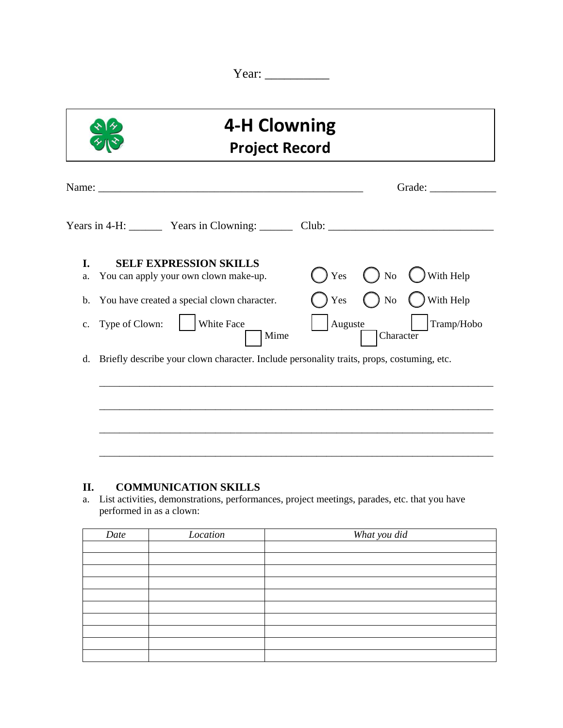Year: __________

# 4-H Clowning
## Project Record

Name: ________________________________________________ Grade: ___________

Years in 4-H: ______ Years in Clowning: ______ Club: ____________________________

### I. SELF EXPRESSION SKILLS

a. You can apply your own clown make-up. ◯ Yes ◯ No ◯ With Help

b. You have created a special clown character. ◯ Yes ◯ No ◯ With Help

c. Type of Clown: ☐ White Face ☐ Mime ☐ Auguste ☐ Character ☐ Tramp/Hobo

d. Briefly describe your clown character. Include personality traits, props, costuming, etc.

______________________________________________________________________________

______________________________________________________________________________

______________________________________________________________________________

______________________________________________________________________________

### II. COMMUNICATION SKILLS

a. List activities, demonstrations, performances, project meetings, parades, etc. that you have performed in as a clown:

| *Date* | *Location* | *What you did* |
|---|---|---|
| | | |
| | | |
| | | |
| | | |
| | | |
| | | |
| | | |
| | | |
| | | |
| | | |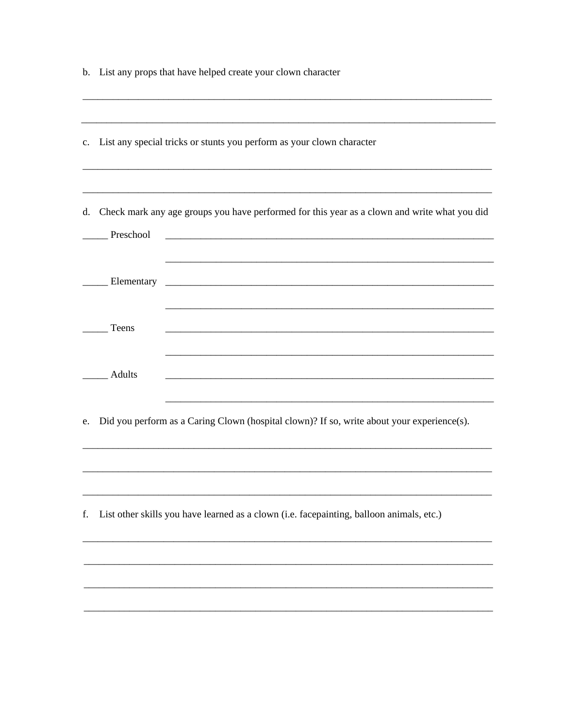b. List any props that have helped create your clown character

\_\_\_\_\_\_\_\_\_\_\_\_\_\_\_\_\_\_\_\_\_\_\_\_\_\_\_\_\_\_\_\_\_\_\_\_\_\_\_\_\_\_\_\_\_\_\_\_\_\_\_\_\_\_\_\_\_\_\_\_\_\_\_\_\_\_\_\_\_\_\_\_\_\_\_\_\_\_

\_\_\_\_\_\_\_\_\_\_\_\_\_\_\_\_\_\_\_\_\_\_\_\_\_\_\_\_\_\_\_\_\_\_\_\_\_\_\_\_\_\_\_\_\_\_\_\_\_\_\_\_\_\_\_\_\_\_\_\_\_\_\_\_\_\_\_\_\_\_\_\_\_\_\_\_\_\_

c. List any special tricks or stunts you perform as your clown character

\_\_\_\_\_\_\_\_\_\_\_\_\_\_\_\_\_\_\_\_\_\_\_\_\_\_\_\_\_\_\_\_\_\_\_\_\_\_\_\_\_\_\_\_\_\_\_\_\_\_\_\_\_\_\_\_\_\_\_\_\_\_\_\_\_\_\_\_\_\_\_\_\_\_\_\_\_\_

\_\_\_\_\_\_\_\_\_\_\_\_\_\_\_\_\_\_\_\_\_\_\_\_\_\_\_\_\_\_\_\_\_\_\_\_\_\_\_\_\_\_\_\_\_\_\_\_\_\_\_\_\_\_\_\_\_\_\_\_\_\_\_\_\_\_\_\_\_\_\_\_\_\_\_\_\_\_

d. Check mark any age groups you have performed for this year as a clown and write what you did

\_\_\_\_\_ Preschool \_\_\_\_\_\_\_\_\_\_\_\_\_\_\_\_\_\_\_\_\_\_\_\_\_\_\_\_\_\_\_\_\_\_\_\_\_\_\_\_\_\_\_\_\_\_\_\_\_\_\_\_\_\_\_\_\_\_\_\_\_\_

\_\_\_\_\_\_\_\_\_\_\_\_\_\_\_\_\_\_\_\_\_\_\_\_\_\_\_\_\_\_\_\_\_\_\_\_\_\_\_\_\_\_\_\_\_\_\_\_\_\_\_\_\_\_\_\_\_\_\_\_\_\_

\_\_\_\_\_ Elementary \_\_\_\_\_\_\_\_\_\_\_\_\_\_\_\_\_\_\_\_\_\_\_\_\_\_\_\_\_\_\_\_\_\_\_\_\_\_\_\_\_\_\_\_\_\_\_\_\_\_\_\_\_\_\_\_\_\_\_\_\_\_

\_\_\_\_\_\_\_\_\_\_\_\_\_\_\_\_\_\_\_\_\_\_\_\_\_\_\_\_\_\_\_\_\_\_\_\_\_\_\_\_\_\_\_\_\_\_\_\_\_\_\_\_\_\_\_\_\_\_\_\_\_\_

\_\_\_\_\_ Teens \_\_\_\_\_\_\_\_\_\_\_\_\_\_\_\_\_\_\_\_\_\_\_\_\_\_\_\_\_\_\_\_\_\_\_\_\_\_\_\_\_\_\_\_\_\_\_\_\_\_\_\_\_\_\_\_\_\_\_\_\_\_

\_\_\_\_\_\_\_\_\_\_\_\_\_\_\_\_\_\_\_\_\_\_\_\_\_\_\_\_\_\_\_\_\_\_\_\_\_\_\_\_\_\_\_\_\_\_\_\_\_\_\_\_\_\_\_\_\_\_\_\_\_\_

\_\_\_\_\_ Adults \_\_\_\_\_\_\_\_\_\_\_\_\_\_\_\_\_\_\_\_\_\_\_\_\_\_\_\_\_\_\_\_\_\_\_\_\_\_\_\_\_\_\_\_\_\_\_\_\_\_\_\_\_\_\_\_\_\_\_\_\_\_

\_\_\_\_\_\_\_\_\_\_\_\_\_\_\_\_\_\_\_\_\_\_\_\_\_\_\_\_\_\_\_\_\_\_\_\_\_\_\_\_\_\_\_\_\_\_\_\_\_\_\_\_\_\_\_\_\_\_\_\_\_\_

e. Did you perform as a Caring Clown (hospital clown)? If so, write about your experience(s).

\_\_\_\_\_\_\_\_\_\_\_\_\_\_\_\_\_\_\_\_\_\_\_\_\_\_\_\_\_\_\_\_\_\_\_\_\_\_\_\_\_\_\_\_\_\_\_\_\_\_\_\_\_\_\_\_\_\_\_\_\_\_\_\_\_\_\_\_\_\_\_\_\_\_\_\_\_\_

\_\_\_\_\_\_\_\_\_\_\_\_\_\_\_\_\_\_\_\_\_\_\_\_\_\_\_\_\_\_\_\_\_\_\_\_\_\_\_\_\_\_\_\_\_\_\_\_\_\_\_\_\_\_\_\_\_\_\_\_\_\_\_\_\_\_\_\_\_\_\_\_\_\_\_\_\_\_

\_\_\_\_\_\_\_\_\_\_\_\_\_\_\_\_\_\_\_\_\_\_\_\_\_\_\_\_\_\_\_\_\_\_\_\_\_\_\_\_\_\_\_\_\_\_\_\_\_\_\_\_\_\_\_\_\_\_\_\_\_\_\_\_\_\_\_\_\_\_\_\_\_\_\_\_\_\_

f. List other skills you have learned as a clown (i.e. facepainting, balloon animals, etc.)

\_\_\_\_\_\_\_\_\_\_\_\_\_\_\_\_\_\_\_\_\_\_\_\_\_\_\_\_\_\_\_\_\_\_\_\_\_\_\_\_\_\_\_\_\_\_\_\_\_\_\_\_\_\_\_\_\_\_\_\_\_\_\_\_\_\_\_\_\_\_\_\_\_\_\_\_\_\_

\_\_\_\_\_\_\_\_\_\_\_\_\_\_\_\_\_\_\_\_\_\_\_\_\_\_\_\_\_\_\_\_\_\_\_\_\_\_\_\_\_\_\_\_\_\_\_\_\_\_\_\_\_\_\_\_\_\_\_\_\_\_\_\_\_\_\_\_\_\_\_\_\_\_\_\_\_\_

\_\_\_\_\_\_\_\_\_\_\_\_\_\_\_\_\_\_\_\_\_\_\_\_\_\_\_\_\_\_\_\_\_\_\_\_\_\_\_\_\_\_\_\_\_\_\_\_\_\_\_\_\_\_\_\_\_\_\_\_\_\_\_\_\_\_\_\_\_\_\_\_\_\_\_\_\_\_

\_\_\_\_\_\_\_\_\_\_\_\_\_\_\_\_\_\_\_\_\_\_\_\_\_\_\_\_\_\_\_\_\_\_\_\_\_\_\_\_\_\_\_\_\_\_\_\_\_\_\_\_\_\_\_\_\_\_\_\_\_\_\_\_\_\_\_\_\_\_\_\_\_\_\_\_\_\_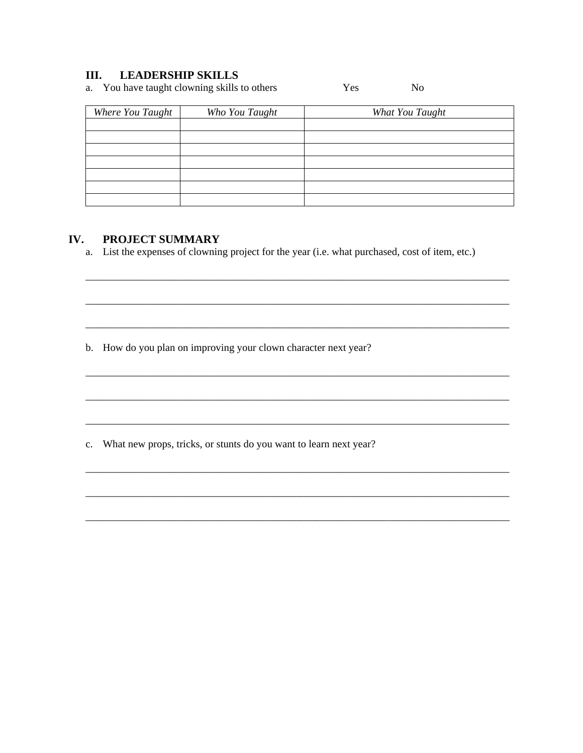## III. LEADERSHIP SKILLS

a. You have taught clowning skills to others Yes No

| *Where You Taught* | *Who You Taught* | *What You Taught* |
|---|---|---|
| | | |
| | | |
| | | |
| | | |
| | | |
| | | |
| | | |

## IV. PROJECT SUMMARY

a. List the expenses of clowning project for the year (i.e. what purchased, cost of item, etc.)

______________________________________________________________________________

______________________________________________________________________________

______________________________________________________________________________

b. How do you plan on improving your clown character next year?

______________________________________________________________________________

______________________________________________________________________________

______________________________________________________________________________

c. What new props, tricks, or stunts do you want to learn next year?

______________________________________________________________________________

______________________________________________________________________________

______________________________________________________________________________